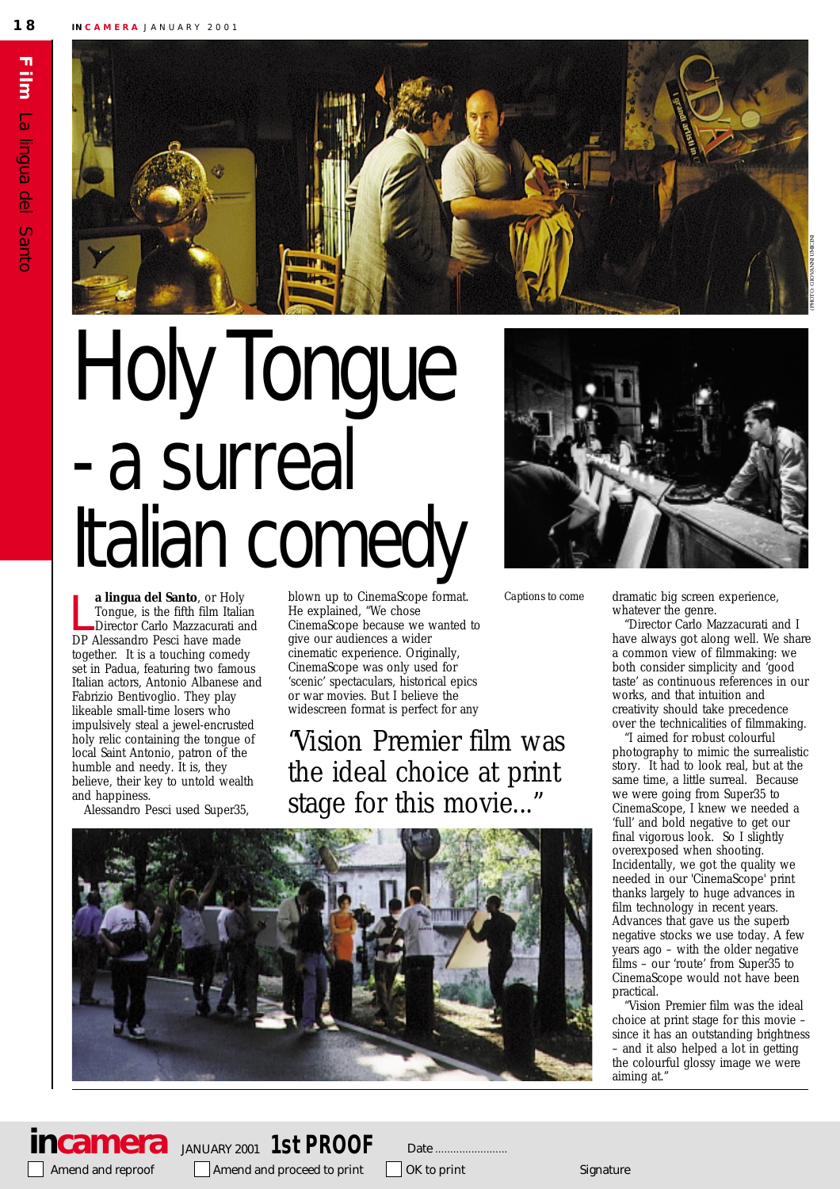# Holy Tongue - a surreal Italian comedy

**La lingua del Santo**, or Holy Tongue, is the fifth film Italian Director Carlo Mazzacurati and DP Alessandro Pesci have made together. It is a touching comedy set in Padua, featuring two famous Italian actors, Antonio Albanese and Fabrizio Bentivoglio. They play likeable small-time losers who impulsively steal a jewel-encrusted holy relic containing the tongue of local Saint Antonio, patron of the humble and needy. It is, they believe, their key to untold wealth and happiness.

Alessandro Pesci used Super35, blown up to CinemaScope format. He explained, "We chose CinemaScope because we wanted to give our audiences a wider cinematic experience. Originally, CinemaScope was only used for 'scenic' spectaculars, historical epics or war movies. But I believe the widescreen format is perfect for any dramatic big screen experience, whatever the genre.

"Director Carlo Mazzacurati and I have always got along well. We share a common view of filmmaking: we both consider simplicity and 'good taste' as continuous references in our works, and that intuition and creativity should take precedence over the technicalities of filmmaking.

"I aimed for robust colourful photography to mimic the surrealistic story. It had to look real, but at the same time, a little surreal. Because we were going from Super35 to CinemaScope, I knew we needed a 'full' and bold negative to get our final vigorous look. So I slightly overexposed when shooting. Incidentally, we got the quality we needed in our 'CinemaScope' print thanks largely to huge advances in film technology in recent years. Advances that gave us the superb negative stocks we use today. A few years ago – with the older negative films – our 'route' from Super35 to CinemaScope would not have been practical.

"Vision Premier film was the ideal choice at print stage for this movie – since it has an outstanding brightness – and it also helped a lot in getting the colourful glossy image we were aiming at."

> "Vision Premier film was the ideal choice at print stage for this movie..."

*Captions to come*

(PHOTO: GIOVANNI LIMICINI)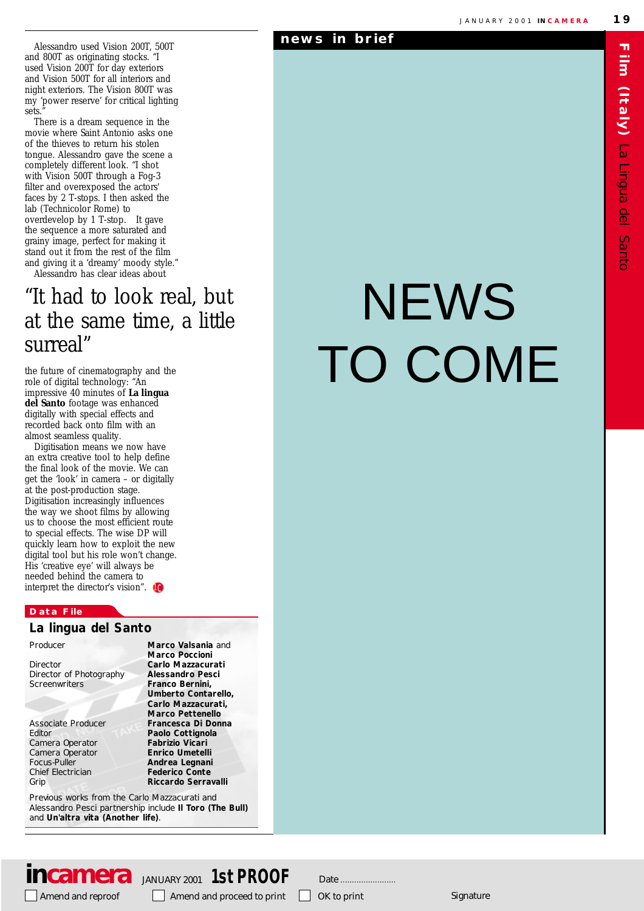Alessandro used Vision 200T, 500T and 800T as originating stocks. "I used Vision 200T for day exteriors and Vision 500T for all interiors and night exteriors. The Vision 800T was my 'power reserve' for critical lighting sets."

There is a dream sequence in the movie where Saint Antonio asks one of the thieves to return his stolen tongue. Alessandro gave the scene a completely different look. "I shot with Vision 500T through a Fog-3 filter and overexposed the actors' faces by 2 T-stops. I then asked the lab (Technicolor Rome) to overdevelop by 1 T-stop. It gave the sequence a more saturated and grainy image, perfect for making it stand out it from the rest of the film and giving it a 'dreamy' moody style."

Alessandro has clear ideas about

## "It had to look real, but at the same time, a little surreal"

the future of cinematography and the role of digital technology: "An impressive 40 minutes of **La lingua del Santo** footage was enhanced digitally with special effects and recorded back onto film with an almost seamless quality.

Digitisation means we now have an extra creative tool to help define the final look of the movie. We can get the 'look' in camera – or digitally at the post-production stage. Digitisation increasingly influences the way we shoot films by allowing us to choose the most efficient route to special effects. The wise DP will quickly learn how to exploit the new digital tool but his role won't change. His 'creative eye' will always be needed behind the camera to interpret the director's vision".

### Data File

**La lingua del Santo**

| | |
|---|---|
| Producer | **Marco Valsania** and **Marco Poccioni** |
| Director | **Carlo Mazzacurati** |
| Director of Photography | **Alessandro Pesci** |
| Screenwriters | **Franco Bernini, Umberto Contarello, Carlo Mazzacurati, Marco Pettenello** |
| Associate Producer | **Francesca Di Donna** |
| Editor | **Paolo Cottignola** |
| Camera Operator | **Fabrizio Vicari** |
| Camera Operator | **Enrico Umetelli** |
| Focus-Puller | **Andrea Legnani** |
| Chief Electrician | **Federico Conte** |
| Grip | **Riccardo Serravalli** |

Previous works from the Carlo Mazzacurati and Alessandro Pesci partnership include **Il Toro (The Bull)** and **Un'altra vita (Another life)**.

## news in brief

# NEWS TO COME

**Film (Italy)** La Lingua del Santo

**incamera** JANUARY 2001 **1st PROOF** Date ........................

☐ Amend and reproof ☐ Amend and proceed to print ☐ OK to print Signature